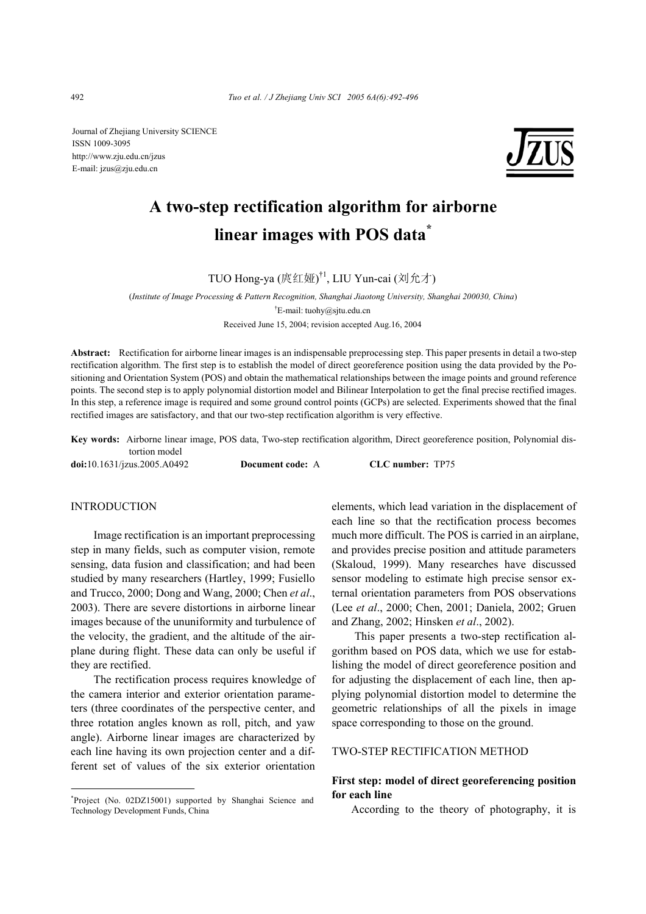Journal of Zhejiang University SCIENCE
ISSN 1009-3095
http://www.zju.edu.cn/jzus
E-mail: jzus@zju.edu.cn

# A two-step rectification algorithm for airborne linear images with POS data*

TUO Hong-ya (庹红娅)†1, LIU Yun-cai (刘允才)

(*Institute of Image Processing & Pattern Recognition, Shanghai Jiaotong University, Shanghai 200030, China*)

†E-mail: tuohy@sjtu.edu.cn

Received June 15, 2004; revision accepted Aug.16, 2004

**Abstract:** Rectification for airborne linear images is an indispensable preprocessing step. This paper presents in detail a two-step rectification algorithm. The first step is to establish the model of direct georeference position using the data provided by the Positioning and Orientation System (POS) and obtain the mathematical relationships between the image points and ground reference points. The second step is to apply polynomial distortion model and Bilinear Interpolation to get the final precise rectified images. In this step, a reference image is required and some ground control points (GCPs) are selected. Experiments showed that the final rectified images are satisfactory, and that our two-step rectification algorithm is very effective.

**Key words:** Airborne linear image, POS data, Two-step rectification algorithm, Direct georeference position, Polynomial distortion model

**doi:**10.1631/jzus.2005.A0492 **Document code:** A **CLC number:** TP75

## INTRODUCTION

Image rectification is an important preprocessing step in many fields, such as computer vision, remote sensing, data fusion and classification; and had been studied by many researchers (Hartley, 1999; Fusiello and Trucco, 2000; Dong and Wang, 2000; Chen *et al*., 2003). There are severe distortions in airborne linear images because of the ununiformity and turbulence of the velocity, the gradient, and the altitude of the airplane during flight. These data can only be useful if they are rectified.

The rectification process requires knowledge of the camera interior and exterior orientation parameters (three coordinates of the perspective center, and three rotation angles known as roll, pitch, and yaw angle). Airborne linear images are characterized by each line having its own projection center and a different set of values of the six exterior orientation elements, which lead variation in the displacement of each line so that the rectification process becomes much more difficult. The POS is carried in an airplane, and provides precise position and attitude parameters (Skaloud, 1999). Many researches have discussed sensor modeling to estimate high precise sensor external orientation parameters from POS observations (Lee *et al*., 2000; Chen, 2001; Daniela, 2002; Gruen and Zhang, 2002; Hinsken *et al*., 2002).

This paper presents a two-step rectification algorithm based on POS data, which we use for establishing the model of direct georeference position and for adjusting the displacement of each line, then applying polynomial distortion model to determine the geometric relationships of all the pixels in image space corresponding to those on the ground.

## TWO-STEP RECTIFICATION METHOD

### First step: model of direct georeferencing position for each line

According to the theory of photography, it is

*Project (No. 02DZ15001) supported by Shanghai Science and Technology Development Funds, China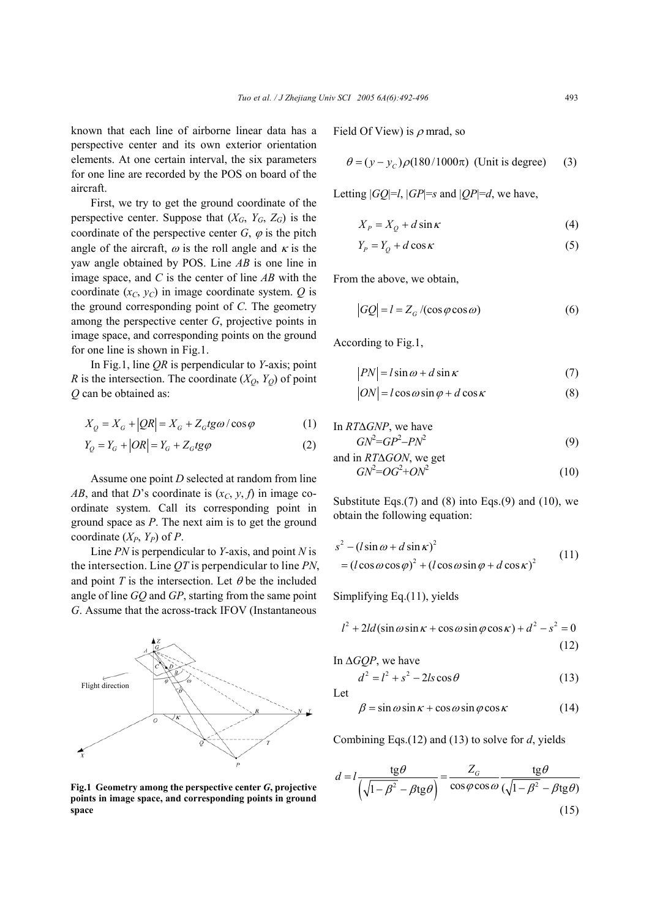known that each line of airborne linear data has a perspective center and its own exterior orientation elements. At one certain interval, the six parameters for one line are recorded by the POS on board of the aircraft.

First, we try to get the ground coordinate of the perspective center. Suppose that ($X_G$, $Y_G$, $Z_G$) is the coordinate of the perspective center $G$, $\varphi$ is the pitch angle of the aircraft, $\omega$ is the roll angle and $\kappa$ is the yaw angle obtained by POS. Line $AB$ is one line in image space, and $C$ is the center of line $AB$ with the coordinate ($x_C$, $y_C$) in image coordinate system. $Q$ is the ground corresponding point of $C$. The geometry among the perspective center $G$, projective points in image space, and corresponding points on the ground for one line is shown in Fig.1.

In Fig.1, line $QR$ is perpendicular to $Y$-axis; point $R$ is the intersection. The coordinate ($X_Q$, $Y_Q$) of point $Q$ can be obtained as:

$$X_Q = X_G + |QR| = X_G + Z_G tg\omega / \cos\varphi \tag{1}$$

$$Y_Q = Y_G + |OR| = Y_G + Z_G tg\varphi \tag{2}$$

Assume one point $D$ selected at random from line $AB$, and that $D$'s coordinate is ($x_C$, $y$, $f$) in image coordinate system. Call its corresponding point in ground space as $P$. The next aim is to get the ground coordinate ($X_P$, $Y_P$) of $P$.

Line $PN$ is perpendicular to $Y$-axis, and point $N$ is the intersection. Line $QT$ is perpendicular to line $PN$, and point $T$ is the intersection. Let $\theta$ be the included angle of line $GQ$ and $GP$, starting from the same point $G$. Assume that the across-track IFOV (Instantaneous Field Of View) is $\rho$ mrad, so

**Fig.1 Geometry among the perspective center *G*, projective points in image space, and corresponding points in ground space**

$$\theta = (y - y_C)\rho(180/1000\pi) \text{ (Unit is degree)} \tag{3}$$

Letting $|GQ|=l$, $|GP|=s$ and $|QP|=d$, we have,

$$X_P = X_Q + d\sin\kappa \tag{4}$$

$$Y_P = Y_Q + d\cos\kappa \tag{5}$$

From the above, we obtain,

$$|GQ| = l = Z_G / (\cos\varphi\cos\omega) \tag{6}$$

According to Fig.1,

$$|PN| = l\sin\omega + d\sin\kappa \tag{7}$$

$$|ON| = l\cos\omega\sin\varphi + d\cos\kappa \tag{8}$$

In $RT\Delta GNP$, we have

$$GN^2 = GP^2 - PN^2 \tag{9}$$

and in $RT\Delta GON$, we get

$$GN^2 = OG^2 + ON^2 \tag{10}$$

Substitute Eqs.(7) and (8) into Eqs.(9) and (10), we obtain the following equation:

$$\begin{aligned} & s^2 - (l\sin\omega + d\sin\kappa)^2 \\ & = (l\cos\omega\cos\varphi)^2 + (l\cos\omega\sin\varphi + d\cos\kappa)^2 \end{aligned} \tag{11}$$

Simplifying Eq.(11), yields

$$l^2 + 2ld(\sin\omega\sin\kappa + \cos\omega\sin\varphi\cos\kappa) + d^2 - s^2 = 0 \tag{12}$$

In $\Delta GQP$, we have

$$d^2 = l^2 + s^2 - 2ls\cos\theta \tag{13}$$

Let

$$\beta = \sin\omega\sin\kappa + \cos\omega\sin\varphi\cos\kappa \tag{14}$$

Combining Eqs.(12) and (13) to solve for $d$, yields

$$d = l\frac{\text{tg}\theta}{\left(\sqrt{1-\beta^2} - \beta\text{tg}\theta\right)} = \frac{Z_G}{\cos\varphi\cos\omega}\frac{\text{tg}\theta}{(\sqrt{1-\beta^2} - \beta\text{tg}\theta)} \tag{15}$$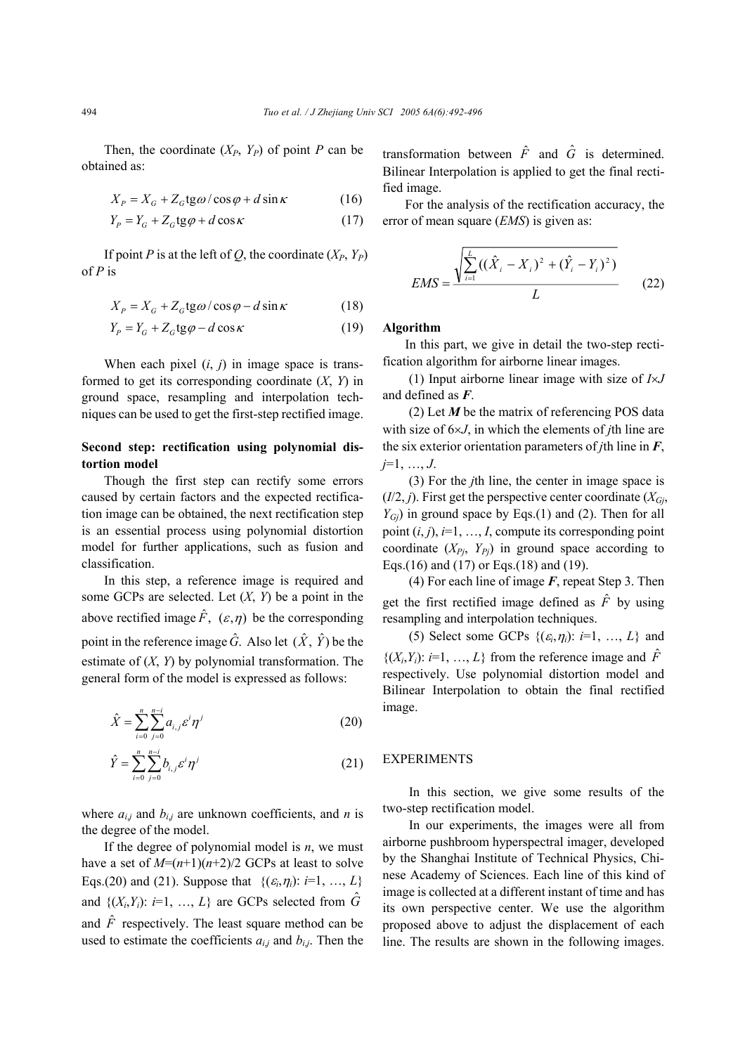Then, the coordinate ($X_P$, $Y_P$) of point $P$ can be obtained as:

$$X_P = X_G + Z_G \mathrm{tg}\omega / \cos\varphi + d \sin\kappa \tag{16}$$

$$Y_P = Y_G + Z_G \mathrm{tg}\varphi + d \cos\kappa \tag{17}$$

If point $P$ is at the left of $Q$, the coordinate ($X_P$, $Y_P$) of $P$ is

$$X_P = X_G + Z_G \mathrm{tg}\omega / \cos\varphi - d \sin\kappa \tag{18}$$

$$Y_P = Y_G + Z_G \mathrm{tg}\varphi - d \cos\kappa \tag{19}$$

When each pixel ($i$, $j$) in image space is transformed to get its corresponding coordinate ($X$, $Y$) in ground space, resampling and interpolation techniques can be used to get the first-step rectified image.

**Second step: rectification using polynomial distortion model**

Though the first step can rectify some errors caused by certain factors and the expected rectification image can be obtained, the next rectification step is an essential process using polynomial distortion model for further applications, such as fusion and classification.

In this step, a reference image is required and some GCPs are selected. Let ($X$, $Y$) be a point in the above rectified image $\hat{F}$, $(\varepsilon, \eta)$ be the corresponding point in the reference image $\hat{G}$. Also let ($\hat{X}$, $\hat{Y}$) be the estimate of ($X$, $Y$) by polynomial transformation. The general form of the model is expressed as follows:

$$\hat{X} = \sum_{i=0}^{n} \sum_{j=0}^{n-i} a_{i,j} \varepsilon^i \eta^j \tag{20}$$

$$\hat{Y} = \sum_{i=0}^{n} \sum_{j=0}^{n-i} b_{i,j} \varepsilon^i \eta^j \tag{21}$$

where $a_{i,j}$ and $b_{i,j}$ are unknown coefficients, and $n$ is the degree of the model.

If the degree of polynomial model is $n$, we must have a set of $M=(n+1)(n+2)/2$ GCPs at least to solve Eqs.(20) and (21). Suppose that $\{(\varepsilon_i, \eta_i)$: $i=1, \ldots, L\}$ and $\{(X_i, Y_i)$: $i=1, \ldots, L\}$ are GCPs selected from $\hat{G}$ and $\hat{F}$ respectively. The least square method can be used to estimate the coefficients $a_{i,j}$ and $b_{i,j}$. Then the transformation between $\hat{F}$ and $\hat{G}$ is determined. Bilinear Interpolation is applied to get the final rectified image.

For the analysis of the rectification accuracy, the error of mean square (*EMS*) is given as:

$$EMS = \frac{\sqrt{\sum_{i=1}^{L} ((\hat{X}_i - X_i)^2 + (\hat{Y}_i - Y_i)^2)}}{L} \tag{22}$$

**Algorithm**

In this part, we give in detail the two-step rectification algorithm for airborne linear images.

(1) Input airborne linear image with size of $I \times J$ and defined as $\boldsymbol{F}$.

(2) Let $\boldsymbol{M}$ be the matrix of referencing POS data with size of $6 \times J$, in which the elements of $j$th line are the six exterior orientation parameters of $j$th line in $\boldsymbol{F}$, $j=1, \ldots, J$.

(3) For the $j$th line, the center in image space is ($I/2$, $j$). First get the perspective center coordinate ($X_{Gj}$, $Y_{Gj}$) in ground space by Eqs.(1) and (2). Then for all point ($i$, $j$), $i=1, \ldots, I$, compute its corresponding point coordinate ($X_{Pj}$, $Y_{Pj}$) in ground space according to Eqs.(16) and (17) or Eqs.(18) and (19).

(4) For each line of image $\boldsymbol{F}$, repeat Step 3. Then get the first rectified image defined as $\hat{F}$ by using resampling and interpolation techniques.

(5) Select some GCPs $\{(\varepsilon_i, \eta_i)$: $i=1, \ldots, L\}$ and $\{(X_i, Y_i)$: $i=1, \ldots, L\}$ from the reference image and $\hat{F}$ respectively. Use polynomial distortion model and Bilinear Interpolation to obtain the final rectified image.

## EXPERIMENTS

In this section, we give some results of the two-step rectification model.

In our experiments, the images were all from airborne pushbroom hyperspectral imager, developed by the Shanghai Institute of Technical Physics, Chinese Academy of Sciences. Each line of this kind of image is collected at a different instant of time and has its own perspective center. We use the algorithm proposed above to adjust the displacement of each line. The results are shown in the following images.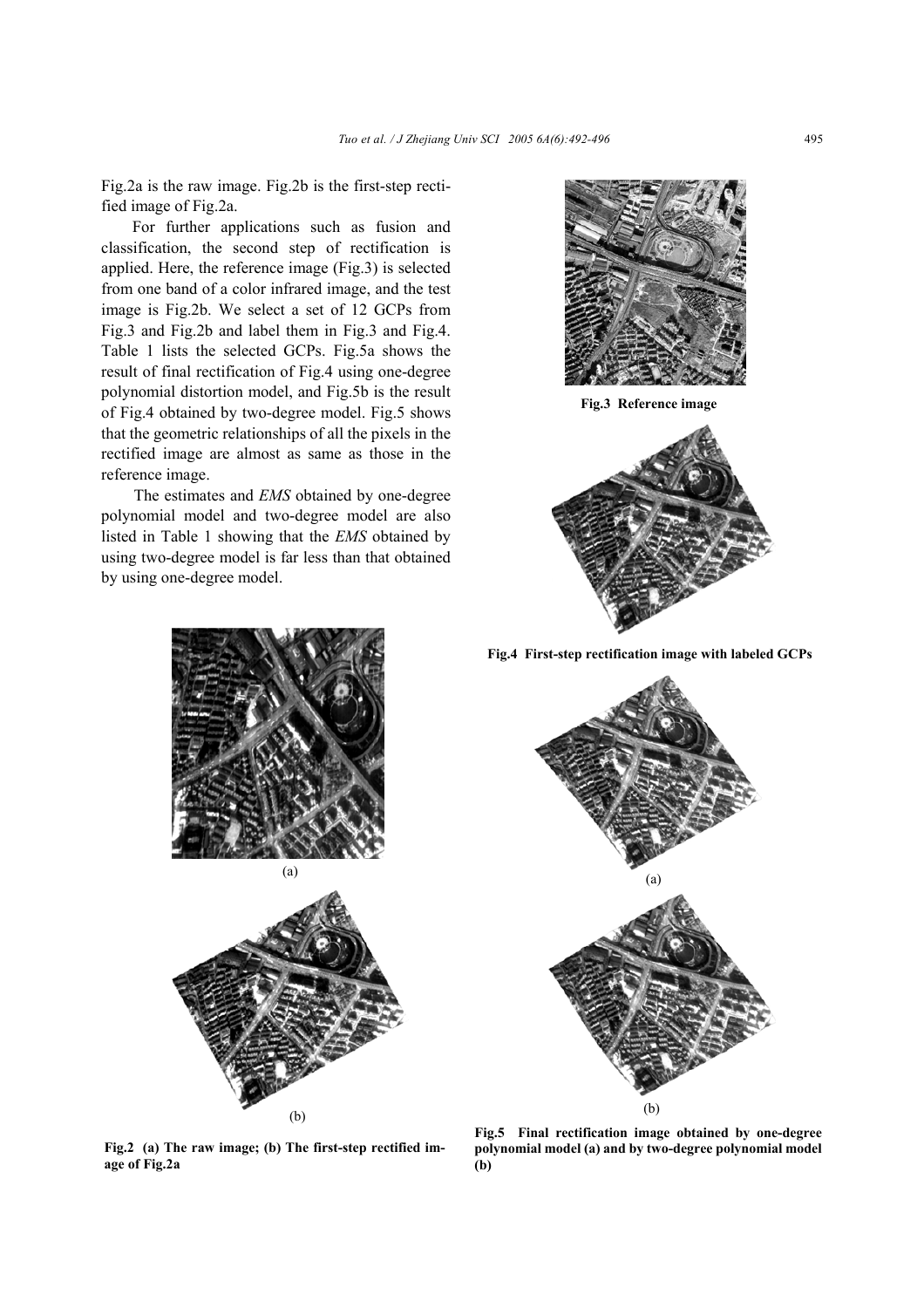Fig.2a is the raw image. Fig.2b is the first-step rectified image of Fig.2a.

For further applications such as fusion and classification, the second step of rectification is applied. Here, the reference image (Fig.3) is selected from one band of a color infrared image, and the test image is Fig.2b. We select a set of 12 GCPs from Fig.3 and Fig.2b and label them in Fig.3 and Fig.4. Table 1 lists the selected GCPs. Fig.5a shows the result of final rectification of Fig.4 using one-degree polynomial distortion model, and Fig.5b is the result of Fig.4 obtained by two-degree model. Fig.5 shows that the geometric relationships of all the pixels in the rectified image are almost as same as those in the reference image.

The estimates and *EMS* obtained by one-degree polynomial model and two-degree model are also listed in Table 1 showing that the *EMS* obtained by using two-degree model is far less than that obtained by using one-degree model.

**Fig.3 Reference image**

**Fig.4 First-step rectification image with labeled GCPs**

(a)

(b)

**Fig.2 (a) The raw image; (b) The first-step rectified image of Fig.2a**

(a)

(b)

**Fig.5 Final rectification image obtained by one-degree polynomial model (a) and by two-degree polynomial model (b)**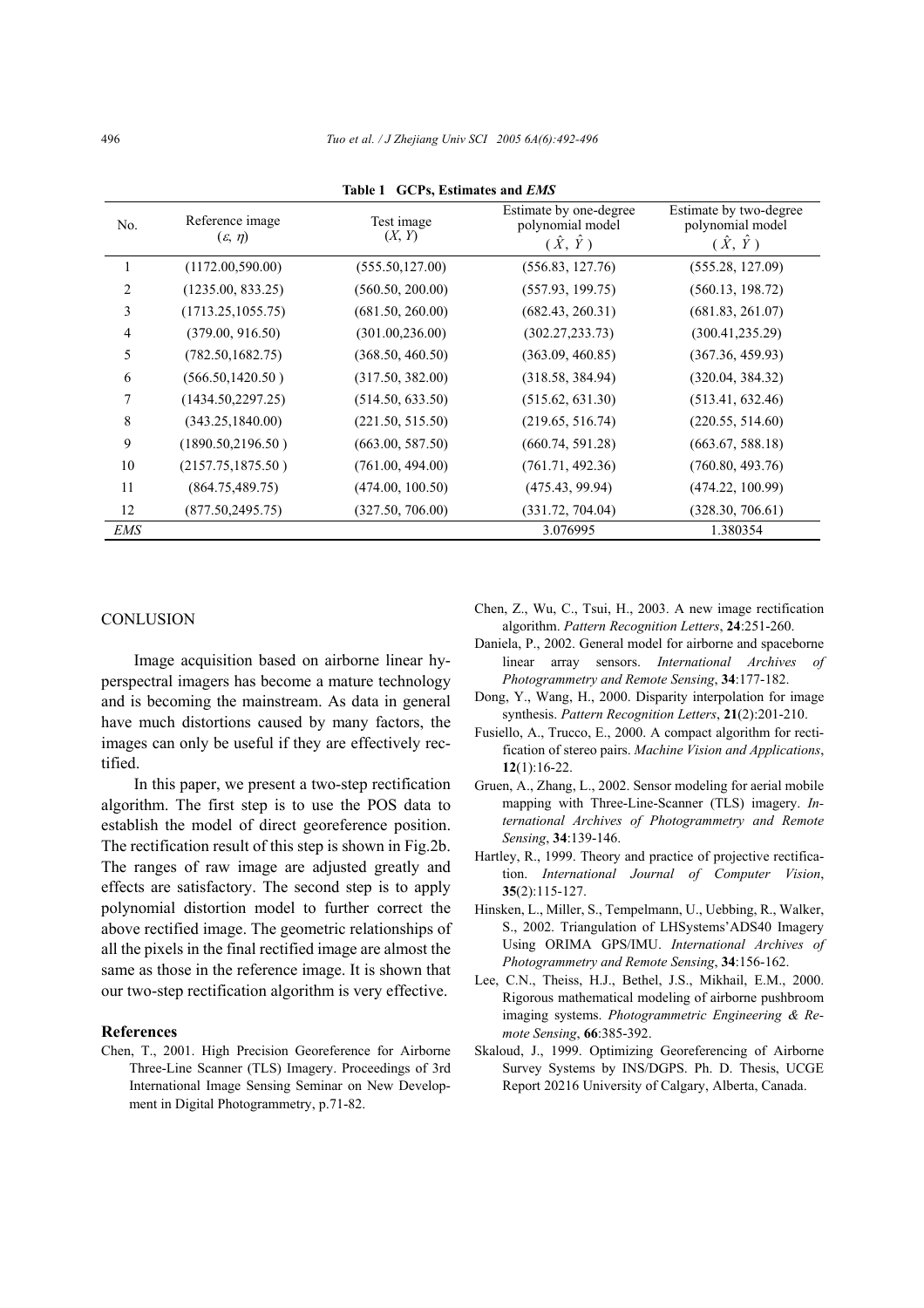Table 1 GCPs, Estimates and *EMS*

| No. | Reference image ($\varepsilon$, $\eta$) | Test image ($X$, $Y$) | Estimate by one-degree polynomial model ($\hat{X}$, $\hat{Y}$) | Estimate by two-degree polynomial model ($\hat{X}$, $\hat{Y}$) |
|---|---|---|---|---|
| 1 | (1172.00,590.00) | (555.50,127.00) | (556.83, 127.76) | (555.28, 127.09) |
| 2 | (1235.00, 833.25) | (560.50, 200.00) | (557.93, 199.75) | (560.13, 198.72) |
| 3 | (1713.25,1055.75) | (681.50, 260.00) | (682.43, 260.31) | (681.83, 261.07) |
| 4 | (379.00, 916.50) | (301.00,236.00) | (302.27,233.73) | (300.41,235.29) |
| 5 | (782.50,1682.75) | (368.50, 460.50) | (363.09, 460.85) | (367.36, 459.93) |
| 6 | (566.50,1420.50 ) | (317.50, 382.00) | (318.58, 384.94) | (320.04, 384.32) |
| 7 | (1434.50,2297.25) | (514.50, 633.50) | (515.62, 631.30) | (513.41, 632.46) |
| 8 | (343.25,1840.00) | (221.50, 515.50) | (219.65, 516.74) | (220.55, 514.60) |
| 9 | (1890.50,2196.50 ) | (663.00, 587.50) | (660.74, 591.28) | (663.67, 588.18) |
| 10 | (2157.75,1875.50 ) | (761.00, 494.00) | (761.71, 492.36) | (760.80, 493.76) |
| 11 | (864.75,489.75) | (474.00, 100.50) | (475.43, 99.94) | (474.22, 100.99) |
| 12 | (877.50,2495.75) | (327.50, 706.00) | (331.72, 704.04) | (328.30, 706.61) |
| *EMS* | | | 3.076995 | 1.380354 |

## CONLUSION

Image acquisition based on airborne linear hyperspectral imagers has become a mature technology and is becoming the mainstream. As data in general have much distortions caused by many factors, the images can only be useful if they are effectively rectified.

In this paper, we present a two-step rectification algorithm. The first step is to use the POS data to establish the model of direct georeference position. The rectification result of this step is shown in Fig.2b. The ranges of raw image are adjusted greatly and effects are satisfactory. The second step is to apply polynomial distortion model to further correct the above rectified image. The geometric relationships of all the pixels in the final rectified image are almost the same as those in the reference image. It is shown that our two-step rectification algorithm is very effective.

### References

Chen, T., 2001. High Precision Georeference for Airborne Three-Line Scanner (TLS) Imagery. Proceedings of 3rd International Image Sensing Seminar on New Development in Digital Photogrammetry, p.71-82.

Chen, Z., Wu, C., Tsui, H., 2003. A new image rectification algorithm. *Pattern Recognition Letters*, **24**:251-260.

Daniela, P., 2002. General model for airborne and spaceborne linear array sensors. *International Archives of Photogrammetry and Remote Sensing*, **34**:177-182.

Dong, Y., Wang, H., 2000. Disparity interpolation for image synthesis. *Pattern Recognition Letters*, **21**(2):201-210.

Fusiello, A., Trucco, E., 2000. A compact algorithm for rectification of stereo pairs. *Machine Vision and Applications*, **12**(1):16-22.

Gruen, A., Zhang, L., 2002. Sensor modeling for aerial mobile mapping with Three-Line-Scanner (TLS) imagery. *International Archives of Photogrammetry and Remote Sensing*, **34**:139-146.

Hartley, R., 1999. Theory and practice of projective rectification. *International Journal of Computer Vision*, **35**(2):115-127.

Hinsken, L., Miller, S., Tempelmann, U., Uebbing, R., Walker, S., 2002. Triangulation of LHSystems'ADS40 Imagery Using ORIMA GPS/IMU. *International Archives of Photogrammetry and Remote Sensing*, **34**:156-162.

Lee, C.N., Theiss, H.J., Bethel, J.S., Mikhail, E.M., 2000. Rigorous mathematical modeling of airborne pushbroom imaging systems. *Photogrammetric Engineering & Remote Sensing*, **66**:385-392.

Skaloud, J., 1999. Optimizing Georeferencing of Airborne Survey Systems by INS/DGPS. Ph. D. Thesis, UCGE Report 20216 University of Calgary, Alberta, Canada.